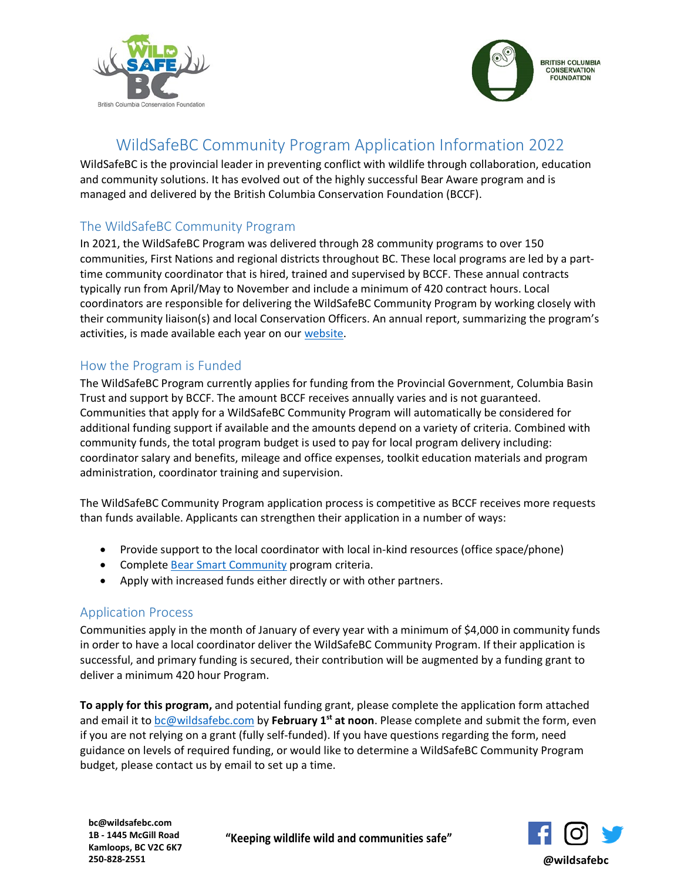# WildSafeBC Community Program Application Information 2022

WildSafeBC is the provincial leader in preventing conflict with wildlife through collaboration, education and community solutions. It has evolved out of the highly successful Bear Aware program and is managed and delivered by the British Columbia Conservation Foundation (BCCF).

## The WildSafeBC Community Program

In 2021, the WildSafeBC Program was delivered through 28 community programs to over 150 communities, First Nations and regional districts throughout BC. These local programs are led by a part-time community coordinator that is hired, trained and supervised by BCCF. These annual contracts typically run from April/May to November and include a minimum of 420 contract hours. Local coordinators are responsible for delivering the WildSafeBC Community Program by working closely with their community liaison(s) and local Conservation Officers. An annual report, summarizing the program's activities, is made available each year on our website.

## How the Program is Funded

The WildSafeBC Program currently applies for funding from the Provincial Government, Columbia Basin Trust and support by BCCF. The amount BCCF receives annually varies and is not guaranteed. Communities that apply for a WildSafeBC Community Program will automatically be considered for additional funding support if available and the amounts depend on a variety of criteria. Combined with community funds, the total program budget is used to pay for local program delivery including: coordinator salary and benefits, mileage and office expenses, toolkit education materials and program administration, coordinator training and supervision.

The WildSafeBC Community Program application process is competitive as BCCF receives more requests than funds available. Applicants can strengthen their application in a number of ways:

- Provide support to the local coordinator with local in-kind resources (office space/phone)
- Complete Bear Smart Community program criteria.
- Apply with increased funds either directly or with other partners.

## Application Process

Communities apply in the month of January of every year with a minimum of $4,000 in community funds in order to have a local coordinator deliver the WildSafeBC Community Program. If their application is successful, and primary funding is secured, their contribution will be augmented by a funding grant to deliver a minimum 420 hour Program.

**To apply for this program,** and potential funding grant, please complete the application form attached and email it to bc@wildsafebc.com by **February 1st at noon**. Please complete and submit the form, even if you are not relying on a grant (fully self-funded). If you have questions regarding the form, need guidance on levels of required funding, or would like to determine a WildSafeBC Community Program budget, please contact us by email to set up a time.

**bc@wildsafebc.com**
**1B - 1445 McGill Road**
**Kamloops, BC V2C 6K7**
**250-828-2551**

**"Keeping wildlife wild and communities safe"**

**@wildsafebc**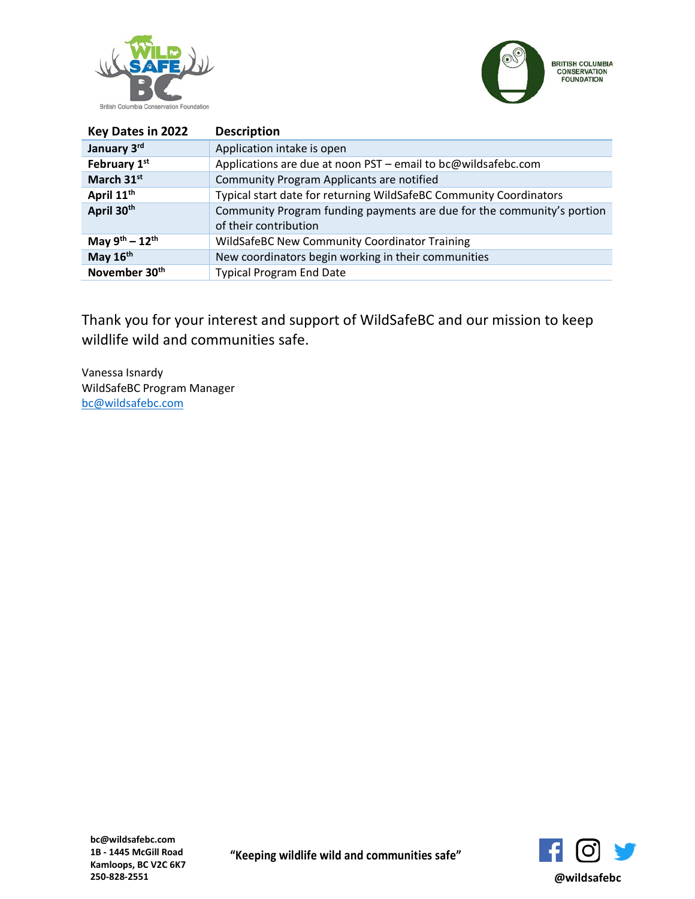| Key Dates in 2022 | Description |
|---|---|
| **January 3rd** | Application intake is open |
| **February 1st** | Applications are due at noon PST – email to bc@wildsafebc.com |
| **March 31st** | Community Program Applicants are notified |
| **April 11th** | Typical start date for returning WildSafeBC Community Coordinators |
| **April 30th** | Community Program funding payments are due for the community's portion of their contribution |
| **May 9th – 12th** | WildSafeBC New Community Coordinator Training |
| **May 16th** | New coordinators begin working in their communities |
| **November 30th** | Typical Program End Date |

Thank you for your interest and support of WildSafeBC and our mission to keep wildlife wild and communities safe.

Vanessa Isnardy
WildSafeBC Program Manager
bc@wildsafebc.com